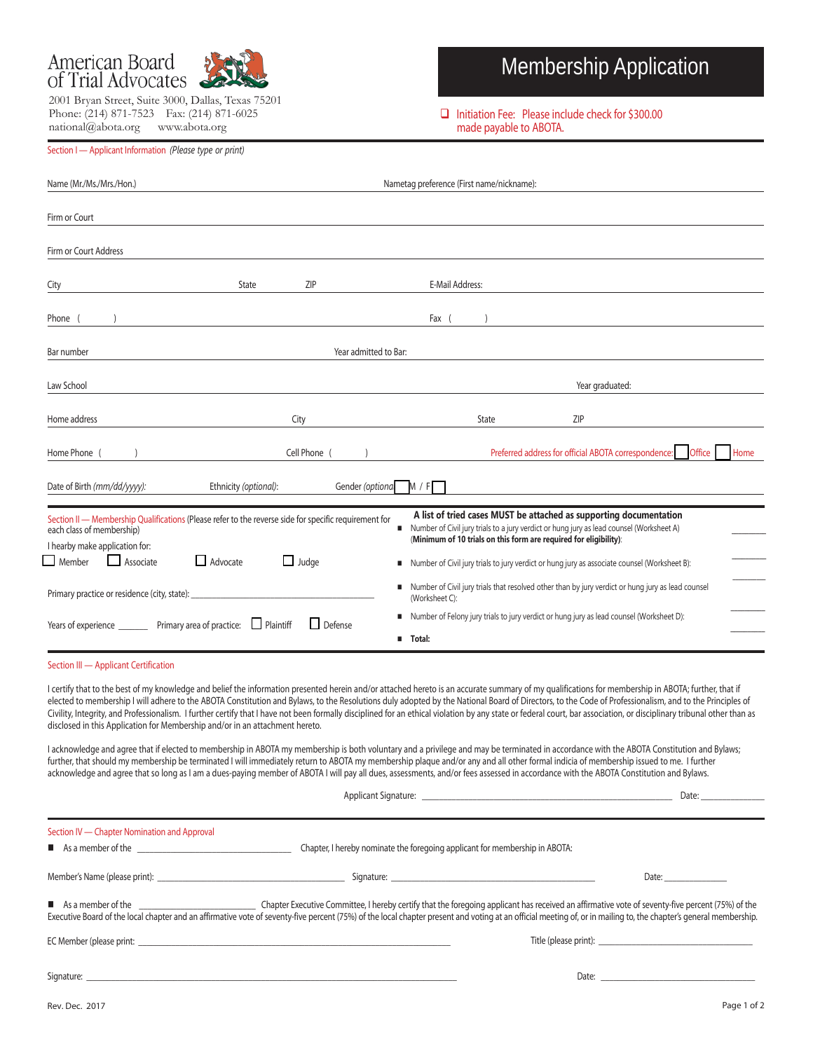American Board of Trial Advocates

2001 Bryan Street, Suite 3000, Dallas, Texas 75201
Phone: (214) 871-7523 Fax: (214) 871-6025
national@abota.org www.abota.org

# Membership Application

☐ Initiation Fee: Please include check for $300.00 made payable to ABOTA.

## Section I — Applicant Information *(Please type or print)*

Name (Mr./Ms./Mrs./Hon.) ______________________ Nametag preference (First name/nickname): ______________________

Firm or Court ______________________

Firm or Court Address ______________________

City ____________ State ______ ZIP ______ E-Mail Address: ______________________

Phone ( ) ______________________ Fax ( ) ______________________

Bar number ______________________ Year admitted to Bar: ______________________

Law School ______________________ Year graduated: ______________________

Home address ____________ City ____________ State ______ ZIP ______

Home Phone ( ) ____________ Cell Phone ( ) ____________ Preferred address for official ABOTA correspondence: ☐ Office ☐ Home

Date of Birth *(mm/dd/yyyy)*: ____________ Ethnicity *(optional)*: ____________ Gender *(optional)* ☐ M / F ☐

## Section II — Membership Qualifications (Please refer to the reverse side for specific requirement for each class of membership)

I hearby make application for:

☐ Member ☐ Associate ☐ Advocate ☐ Judge

Primary practice or residence (city, state): ______________________

Years of experience ______ Primary area of practice: ☐ Plaintiff ☐ Defense

**A list of tried cases MUST be attached as supporting documentation**

- Number of Civil jury trials to a jury verdict or hung jury as lead counsel (Worksheet A) (**Minimum of 10 trials on this form are required for eligibility**): ______
- Number of Civil jury trials to jury verdict or hung jury as associate counsel (Worksheet B): ______
- Number of Civil jury trials that resolved other than by jury verdict or hung jury as lead counsel (Worksheet C): ______
- Number of Felony jury trials to jury verdict or hung jury as lead counsel (Worksheet D): ______
- **Total:** ______

## Section III — Applicant Certification

I certify that to the best of my knowledge and belief the information presented herein and/or attached hereto is an accurate summary of my qualifications for membership in ABOTA; further, that if elected to membership I will adhere to the ABOTA Constitution and Bylaws, to the Resolutions duly adopted by the National Board of Directors, to the Code of Professionalism, and to the Principles of Civility, Integrity, and Professionalism. I further certify that I have not been formally disciplined for an ethical violation by any state or federal court, bar association, or disciplinary tribunal other than as disclosed in this Application for Membership and/or in an attachment hereto.

I acknowledge and agree that if elected to membership in ABOTA my membership is both voluntary and a privilege and may be terminated in accordance with the ABOTA Constitution and Bylaws; further, that should my membership be terminated I will immediately return to ABOTA my membership plaque and/or any and all other formal indicia of membership issued to me. I further acknowledge and agree that so long as I am a dues-paying member of ABOTA I will pay all dues, assessments, and/or fees assessed in accordance with the ABOTA Constitution and Bylaws.

Applicant Signature: ______________________ Date: ____________

## Section IV — Chapter Nomination and Approval

- As a member of the ______________________ Chapter, I hereby nominate the foregoing applicant for membership in ABOTA:

Member's Name (please print): ______________________ Signature: ______________________ Date: ____________

- As a member of the ______________________ Chapter Executive Committee, I hereby certify that the foregoing applicant has received an affirmative vote of seventy-five percent (75%) of the Executive Board of the local chapter and an affirmative vote of seventy-five percent (75%) of the local chapter present and voting at an official meeting of, or in mailing to, the chapter's general membership.

EC Member (please print): ______________________ Title (please print): ______________________

Signature: ______________________ Date: ______________________

Rev. Dec. 2017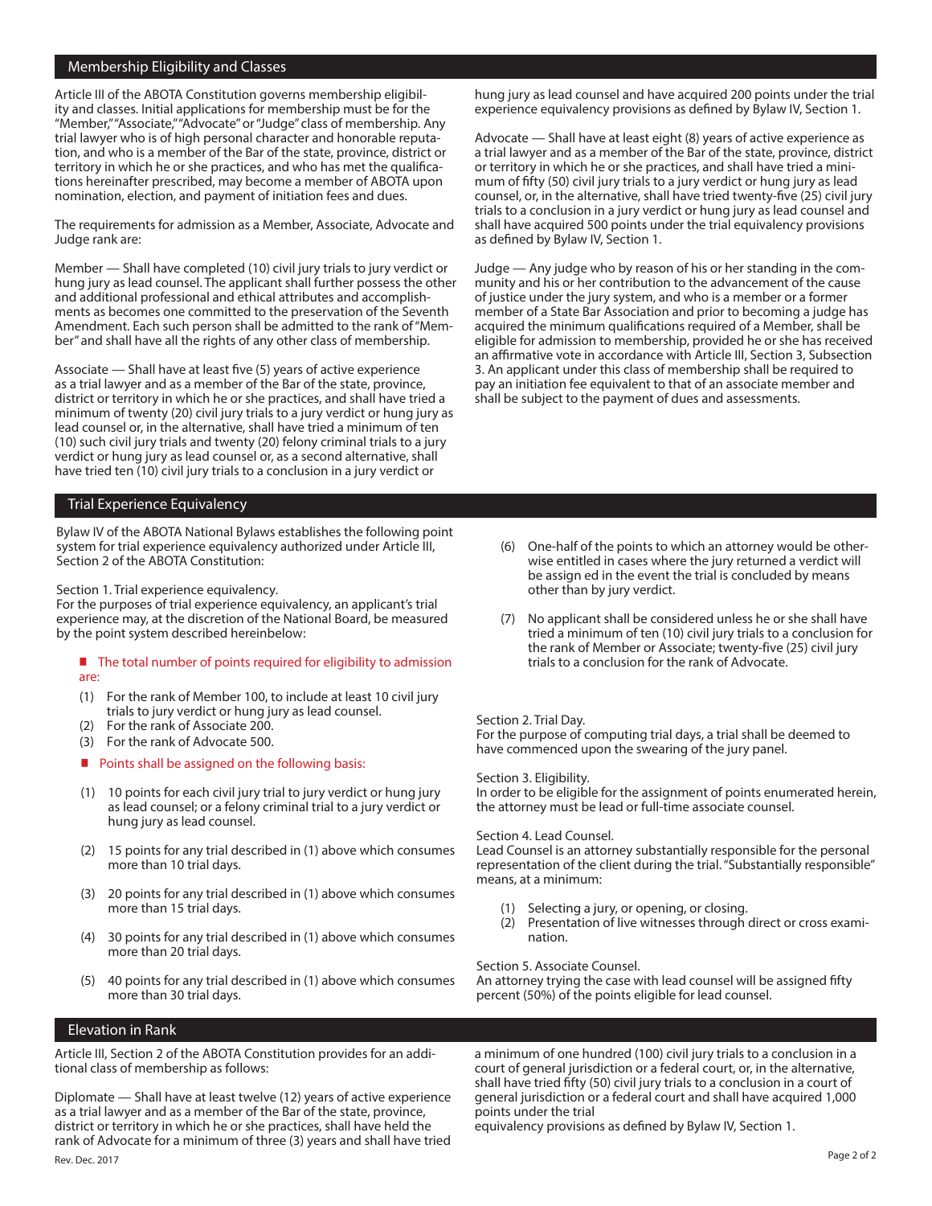## Membership Eligibility and Classes

Article III of the ABOTA Constitution governs membership eligibility and classes. Initial applications for membership must be for the "Member," "Associate," "Advocate" or "Judge" class of membership. Any trial lawyer who is of high personal character and honorable reputation, and who is a member of the Bar of the state, province, district or territory in which he or she practices, and who has met the qualifications hereinafter prescribed, may become a member of ABOTA upon nomination, election, and payment of initiation fees and dues.

The requirements for admission as a Member, Associate, Advocate and Judge rank are:

Member — Shall have completed (10) civil jury trials to jury verdict or hung jury as lead counsel. The applicant shall further possess the other and additional professional and ethical attributes and accomplishments as becomes one committed to the preservation of the Seventh Amendment. Each such person shall be admitted to the rank of "Member" and shall have all the rights of any other class of membership.

Associate — Shall have at least five (5) years of active experience as a trial lawyer and as a member of the Bar of the state, province, district or territory in which he or she practices, and shall have tried a minimum of twenty (20) civil jury trials to a jury verdict or hung jury as lead counsel or, in the alternative, shall have tried a minimum of ten (10) such civil jury trials and twenty (20) felony criminal trials to a jury verdict or hung jury as lead counsel or, as a second alternative, shall have tried ten (10) civil jury trials to a conclusion in a jury verdict or hung jury as lead counsel and have acquired 200 points under the trial experience equivalency provisions as defined by Bylaw IV, Section 1.

Advocate — Shall have at least eight (8) years of active experience as a trial lawyer and as a member of the Bar of the state, province, district or territory in which he or she practices, and shall have tried a minimum of fifty (50) civil jury trials to a jury verdict or hung jury as lead counsel, or, in the alternative, shall have tried twenty-five (25) civil jury trials to a conclusion in a jury verdict or hung jury as lead counsel and shall have acquired 500 points under the trial equivalency provisions as defined by Bylaw IV, Section 1.

Judge — Any judge who by reason of his or her standing in the community and his or her contribution to the advancement of the cause of justice under the jury system, and who is a member or a former member of a State Bar Association and prior to becoming a judge has acquired the minimum qualifications required of a Member, shall be eligible for admission to membership, provided he or she has received an affirmative vote in accordance with Article III, Section 3, Subsection 3. An applicant under this class of membership shall be required to pay an initiation fee equivalent to that of an associate member and shall be subject to the payment of dues and assessments.

## Trial Experience Equivalency

Bylaw IV of the ABOTA National Bylaws establishes the following point system for trial experience equivalency authorized under Article III, Section 2 of the ABOTA Constitution:

Section 1. Trial experience equivalency.
For the purposes of trial experience equivalency, an applicant's trial experience may, at the discretion of the National Board, be measured by the point system described hereinbelow:

- The total number of points required for eligibility to admission are:

(1) For the rank of Member 100, to include at least 10 civil jury trials to jury verdict or hung jury as lead counsel.
(2) For the rank of Associate 200.
(3) For the rank of Advocate 500.

- Points shall be assigned on the following basis:

(1) 10 points for each civil jury trial to jury verdict or hung jury as lead counsel; or a felony criminal trial to a jury verdict or hung jury as lead counsel.

(2) 15 points for any trial described in (1) above which consumes more than 10 trial days.

(3) 20 points for any trial described in (1) above which consumes more than 15 trial days.

(4) 30 points for any trial described in (1) above which consumes more than 20 trial days.

(5) 40 points for any trial described in (1) above which consumes more than 30 trial days.

(6) One-half of the points to which an attorney would be otherwise entitled in cases where the jury returned a verdict will be assign ed in the event the trial is concluded by means other than by jury verdict.

(7) No applicant shall be considered unless he or she shall have tried a minimum of ten (10) civil jury trials to a conclusion for the rank of Member or Associate; twenty-five (25) civil jury trials to a conclusion for the rank of Advocate.

Section 2. Trial Day.
For the purpose of computing trial days, a trial shall be deemed to have commenced upon the swearing of the jury panel.

Section 3. Eligibility.
In order to be eligible for the assignment of points enumerated herein, the attorney must be lead or full-time associate counsel.

Section 4. Lead Counsel.
Lead Counsel is an attorney substantially responsible for the personal representation of the client during the trial. "Substantially responsible" means, at a minimum:

(1) Selecting a jury, or opening, or closing.
(2) Presentation of live witnesses through direct or cross examination.

Section 5. Associate Counsel.
An attorney trying the case with lead counsel will be assigned fifty percent (50%) of the points eligible for lead counsel.

## Elevation in Rank

Article III, Section 2 of the ABOTA Constitution provides for an additional class of membership as follows:

Diplomate — Shall have at least twelve (12) years of active experience as a trial lawyer and as a member of the Bar of the state, province, district or territory in which he or she practices, shall have held the rank of Advocate for a minimum of three (3) years and shall have tried a minimum of one hundred (100) civil jury trials to a conclusion in a court of general jurisdiction or a federal court, or, in the alternative, shall have tried fifty (50) civil jury trials to a conclusion in a court of general jurisdiction or a federal court and shall have acquired 1,000 points under the trial equivalency provisions as defined by Bylaw IV, Section 1.

Rev. Dec. 2017